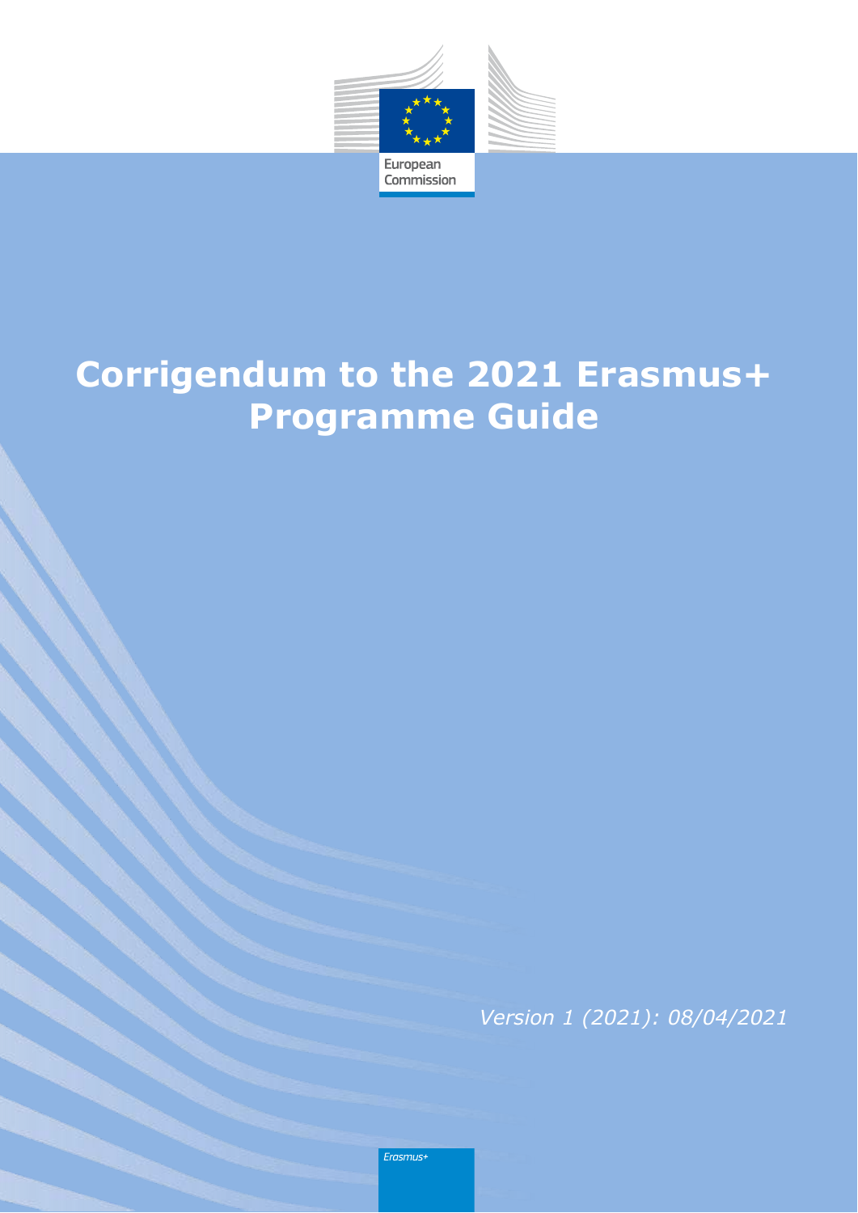European Commission

# Corrigendum to the 2021 Erasmus+ Programme Guide

*Version 1 (2021): 08/04/2021*

*Erasmus+*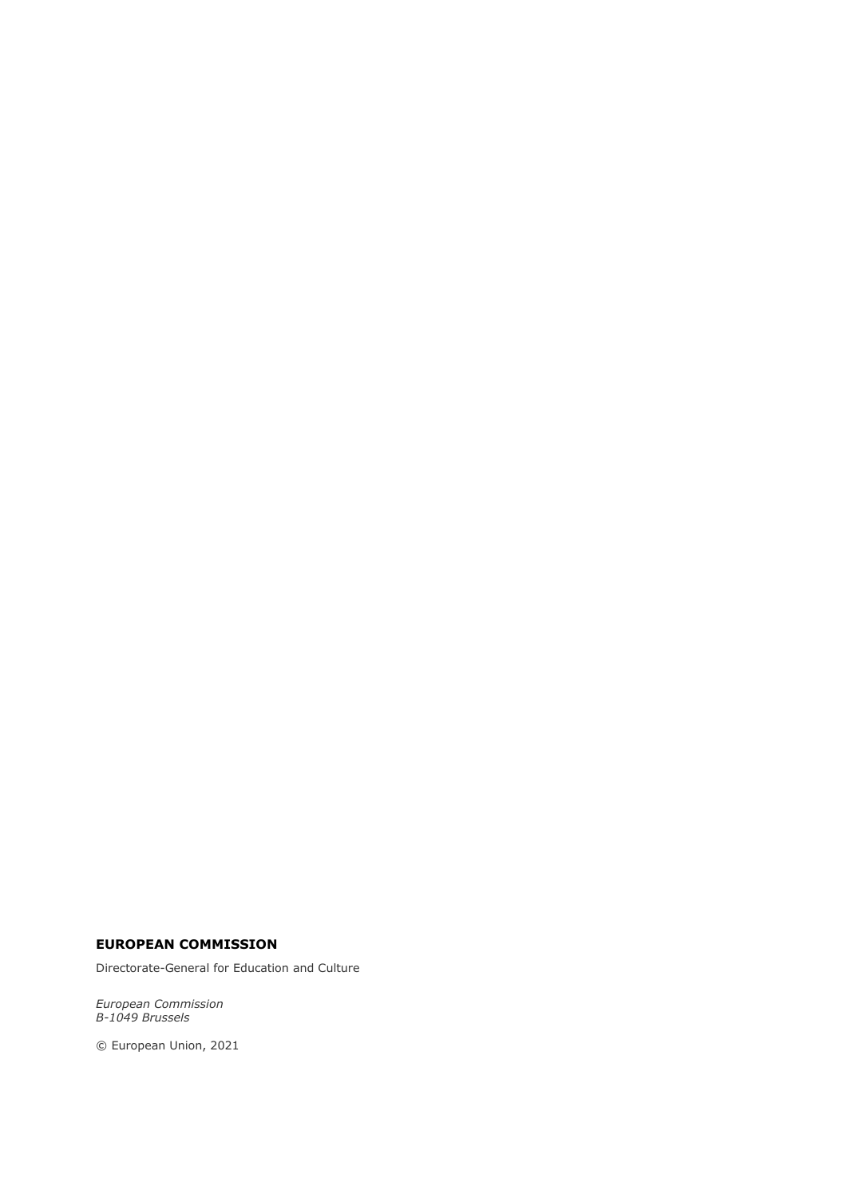**EUROPEAN COMMISSION**

Directorate-General for Education and Culture

*European Commission*
*B-1049 Brussels*

© European Union, 2021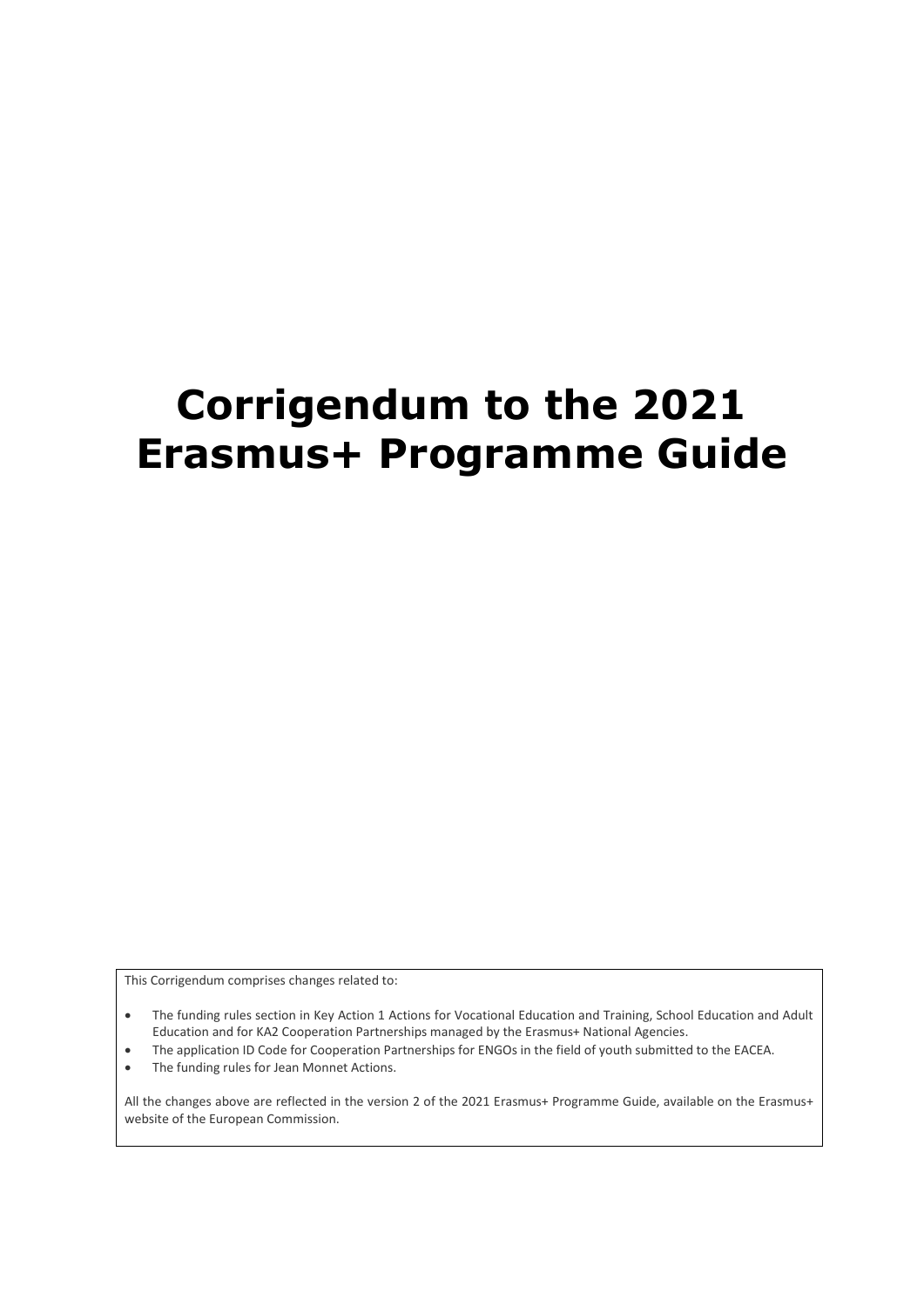# Corrigendum to the 2021 Erasmus+ Programme Guide

This Corrigendum comprises changes related to:

- The funding rules section in Key Action 1 Actions for Vocational Education and Training, School Education and Adult Education and for KA2 Cooperation Partnerships managed by the Erasmus+ National Agencies.
- The application ID Code for Cooperation Partnerships for ENGOs in the field of youth submitted to the EACEA.
- The funding rules for Jean Monnet Actions.

All the changes above are reflected in the version 2 of the 2021 Erasmus+ Programme Guide, available on the Erasmus+ website of the European Commission.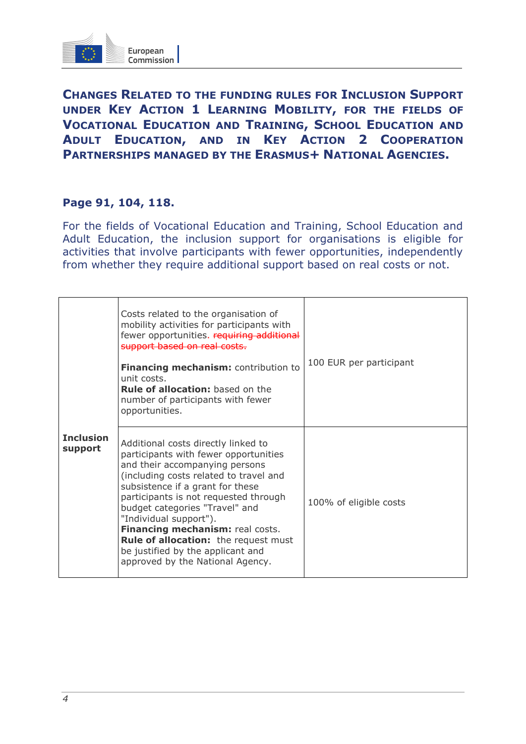## Changes Related to the Funding Rules for Inclusion Support under Key Action 1 Learning Mobility, for the Fields of Vocational Education and Training, School Education and Adult Education, and in Key Action 2 Cooperation Partnerships Managed by the Erasmus+ National Agencies.

### Page 91, 104, 118.

For the fields of Vocational Education and Training, School Education and Adult Education, the inclusion support for organisations is eligible for activities that involve participants with fewer opportunities, independently from whether they require additional support based on real costs or not.

| | | |
|---|---|---|
| **Inclusion support** | Costs related to the organisation of mobility activities for participants with fewer opportunities. ~~requiring additional support based on real costs.~~<br><br>**Financing mechanism:** contribution to unit costs.<br>**Rule of allocation:** based on the number of participants with fewer opportunities. | 100 EUR per participant |
| | Additional costs directly linked to participants with fewer opportunities and their accompanying persons (including costs related to travel and subsistence if a grant for these participants is not requested through budget categories "Travel" and "Individual support").<br>**Financing mechanism:** real costs.<br>**Rule of allocation:** the request must be justified by the applicant and approved by the National Agency. | 100% of eligible costs |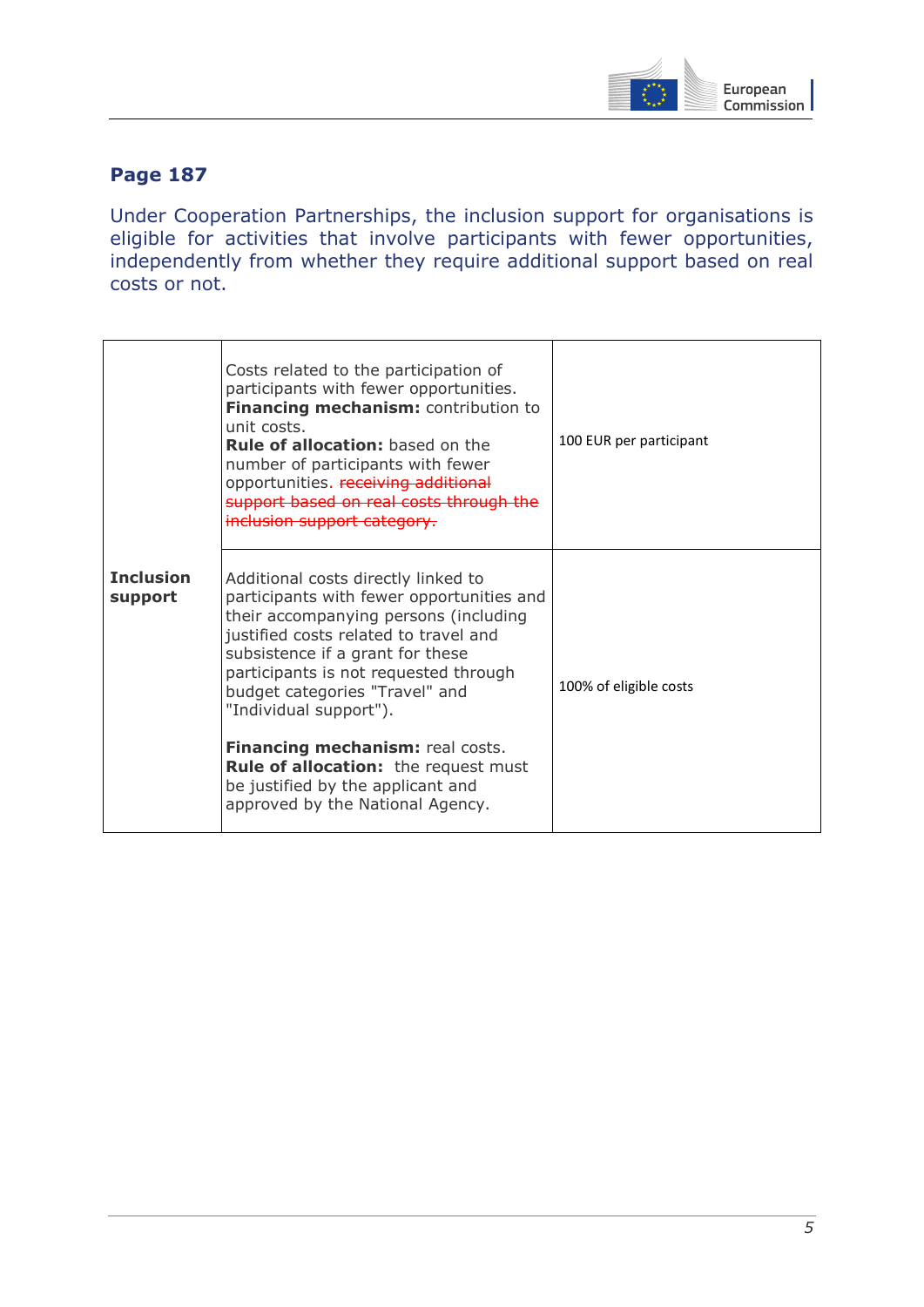## Page 187

Under Cooperation Partnerships, the inclusion support for organisations is eligible for activities that involve participants with fewer opportunities, independently from whether they require additional support based on real costs or not.

| | | |
|---|---|---|
| **Inclusion support** | Costs related to the participation of participants with fewer opportunities. **Financing mechanism:** contribution to unit costs. **Rule of allocation:** based on the number of participants with fewer opportunities. ~~receiving additional support based on real costs through the inclusion support category.~~ | 100 EUR per participant |
| | Additional costs directly linked to participants with fewer opportunities and their accompanying persons (including justified costs related to travel and subsistence if a grant for these participants is not requested through budget categories "Travel" and "Individual support").<br><br>**Financing mechanism:** real costs. **Rule of allocation:** the request must be justified by the applicant and approved by the National Agency. | 100% of eligible costs |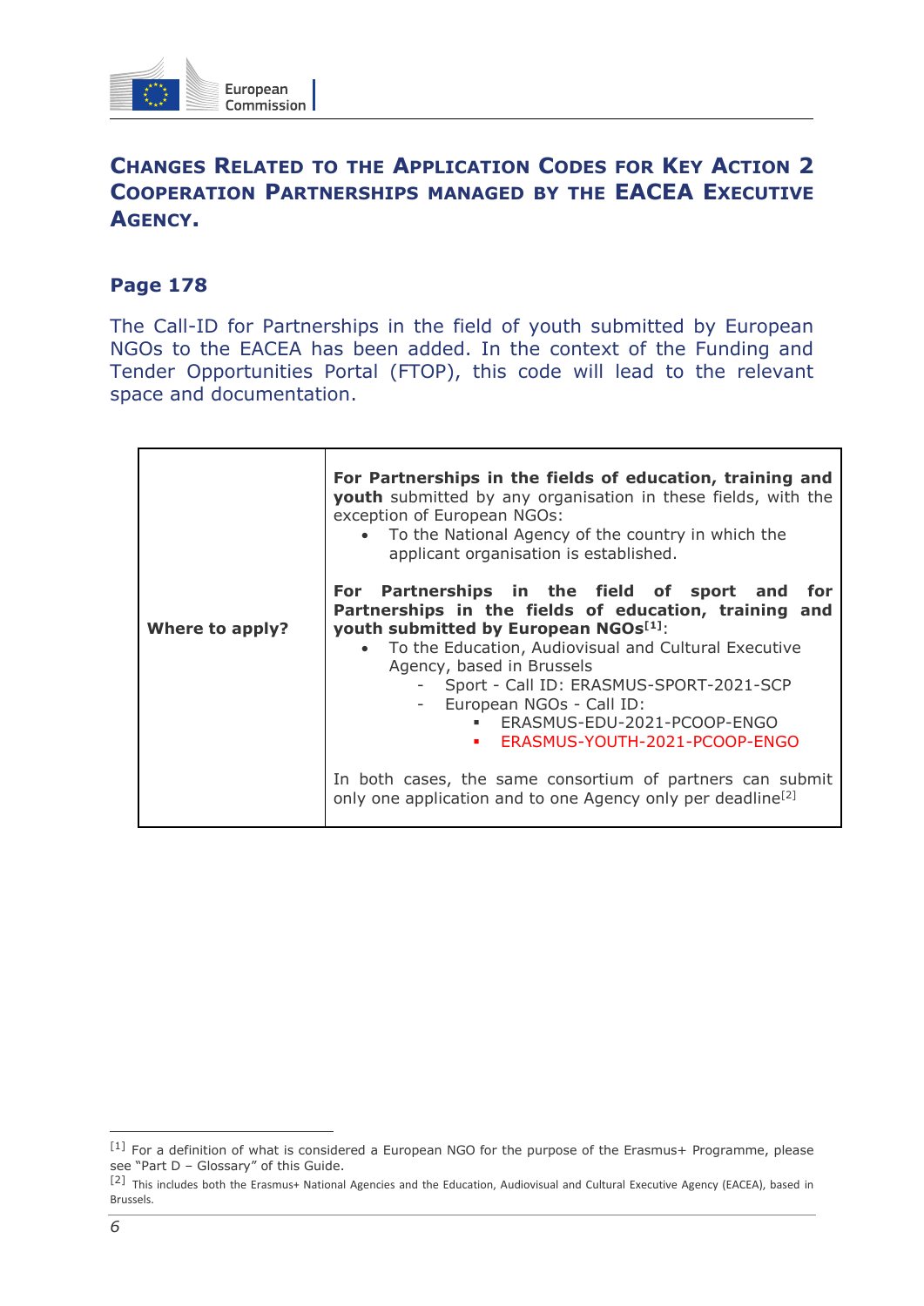## Changes Related to the Application Codes for Key Action 2 Cooperation Partnerships managed by the EACEA Executive Agency.

### Page 178

The Call-ID for Partnerships in the field of youth submitted by European NGOs to the EACEA has been added. In the context of the Funding and Tender Opportunities Portal (FTOP), this code will lead to the relevant space and documentation.

| | |
|---|---|
| **Where to apply?** | **For Partnerships in the fields of education, training and youth** submitted by any organisation in these fields, with the exception of European NGOs:<br>• To the National Agency of the country in which the applicant organisation is established.<br><br>**For Partnerships in the field of sport and for Partnerships in the fields of education, training and youth submitted by European NGOs**[1]:<br>• To the Education, Audiovisual and Cultural Executive Agency, based in Brussels<br>&nbsp;&nbsp;- Sport - Call ID: ERASMUS-SPORT-2021-SCP<br>&nbsp;&nbsp;- European NGOs - Call ID:<br>&nbsp;&nbsp;&nbsp;&nbsp;▪ ERASMUS-EDU-2021-PCOOP-ENGO<br>&nbsp;&nbsp;&nbsp;&nbsp;▪ ERASMUS-YOUTH-2021-PCOOP-ENGO<br><br>In both cases, the same consortium of partners can submit only one application and to one Agency only per deadline[2] |

[1] For a definition of what is considered a European NGO for the purpose of the Erasmus+ Programme, please see "Part D – Glossary" of this Guide.

[2] This includes both the Erasmus+ National Agencies and the Education, Audiovisual and Cultural Executive Agency (EACEA), based in Brussels.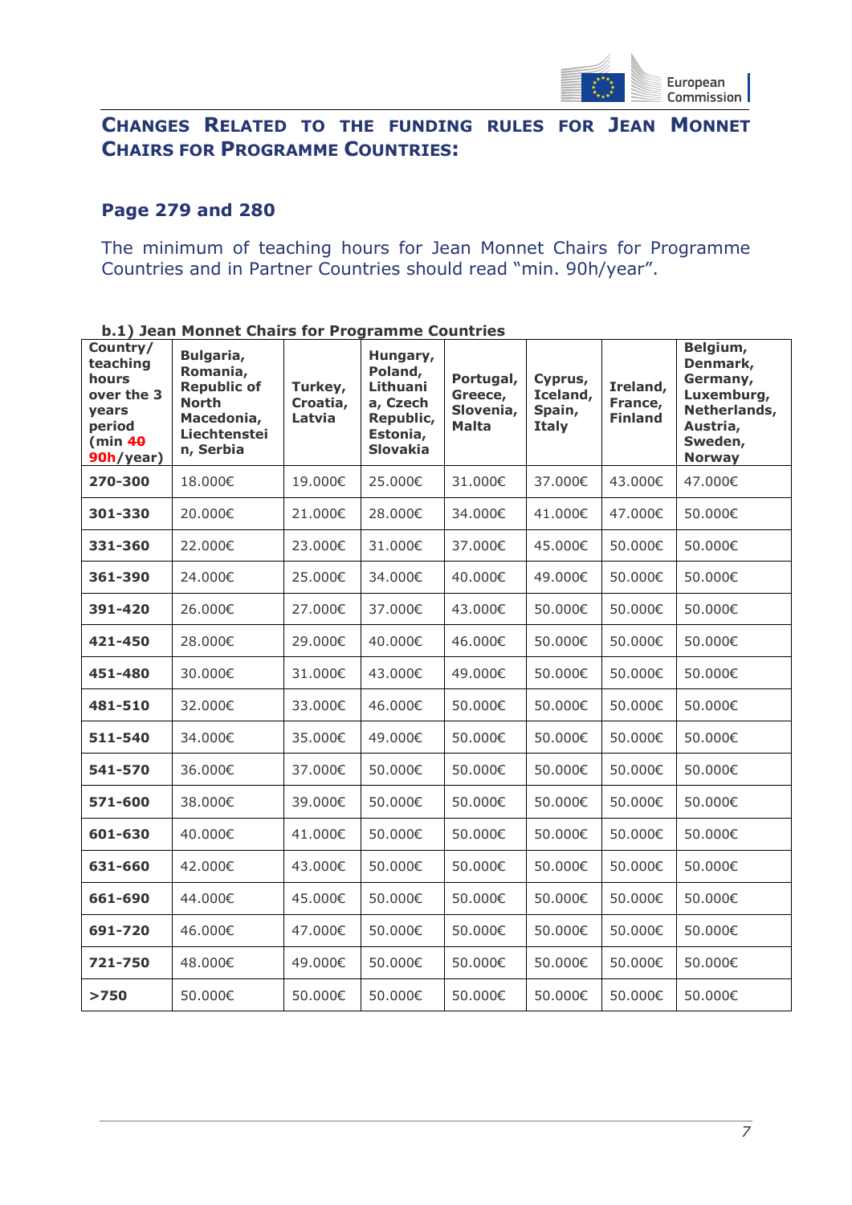## Changes Related to the Funding Rules for Jean Monnet Chairs for Programme Countries:

### Page 279 and 280

The minimum of teaching hours for Jean Monnet Chairs for Programme Countries and in Partner Countries should read "min. 90h/year".

**b.1) Jean Monnet Chairs for Programme Countries**

| Country/ teaching hours over the 3 years period (min ~~40~~ 90h/year) | Bulgaria, Romania, Republic of North Macedonia, Liechtenstein, Serbia | Turkey, Croatia, Latvia | Hungary, Poland, Lithuania, Czech Republic, Estonia, Slovakia | Portugal, Greece, Slovenia, Malta | Cyprus, Iceland, Spain, Italy | Ireland, France, Finland | Belgium, Denmark, Germany, Luxemburg, Netherlands, Austria, Sweden, Norway |
|---|---|---|---|---|---|---|---|
| **270-300** | 18.000€ | 19.000€ | 25.000€ | 31.000€ | 37.000€ | 43.000€ | 47.000€ |
| **301-330** | 20.000€ | 21.000€ | 28.000€ | 34.000€ | 41.000€ | 47.000€ | 50.000€ |
| **331-360** | 22.000€ | 23.000€ | 31.000€ | 37.000€ | 45.000€ | 50.000€ | 50.000€ |
| **361-390** | 24.000€ | 25.000€ | 34.000€ | 40.000€ | 49.000€ | 50.000€ | 50.000€ |
| **391-420** | 26.000€ | 27.000€ | 37.000€ | 43.000€ | 50.000€ | 50.000€ | 50.000€ |
| **421-450** | 28.000€ | 29.000€ | 40.000€ | 46.000€ | 50.000€ | 50.000€ | 50.000€ |
| **451-480** | 30.000€ | 31.000€ | 43.000€ | 49.000€ | 50.000€ | 50.000€ | 50.000€ |
| **481-510** | 32.000€ | 33.000€ | 46.000€ | 50.000€ | 50.000€ | 50.000€ | 50.000€ |
| **511-540** | 34.000€ | 35.000€ | 49.000€ | 50.000€ | 50.000€ | 50.000€ | 50.000€ |
| **541-570** | 36.000€ | 37.000€ | 50.000€ | 50.000€ | 50.000€ | 50.000€ | 50.000€ |
| **571-600** | 38.000€ | 39.000€ | 50.000€ | 50.000€ | 50.000€ | 50.000€ | 50.000€ |
| **601-630** | 40.000€ | 41.000€ | 50.000€ | 50.000€ | 50.000€ | 50.000€ | 50.000€ |
| **631-660** | 42.000€ | 43.000€ | 50.000€ | 50.000€ | 50.000€ | 50.000€ | 50.000€ |
| **661-690** | 44.000€ | 45.000€ | 50.000€ | 50.000€ | 50.000€ | 50.000€ | 50.000€ |
| **691-720** | 46.000€ | 47.000€ | 50.000€ | 50.000€ | 50.000€ | 50.000€ | 50.000€ |
| **721-750** | 48.000€ | 49.000€ | 50.000€ | 50.000€ | 50.000€ | 50.000€ | 50.000€ |
| **>750** | 50.000€ | 50.000€ | 50.000€ | 50.000€ | 50.000€ | 50.000€ | 50.000€ |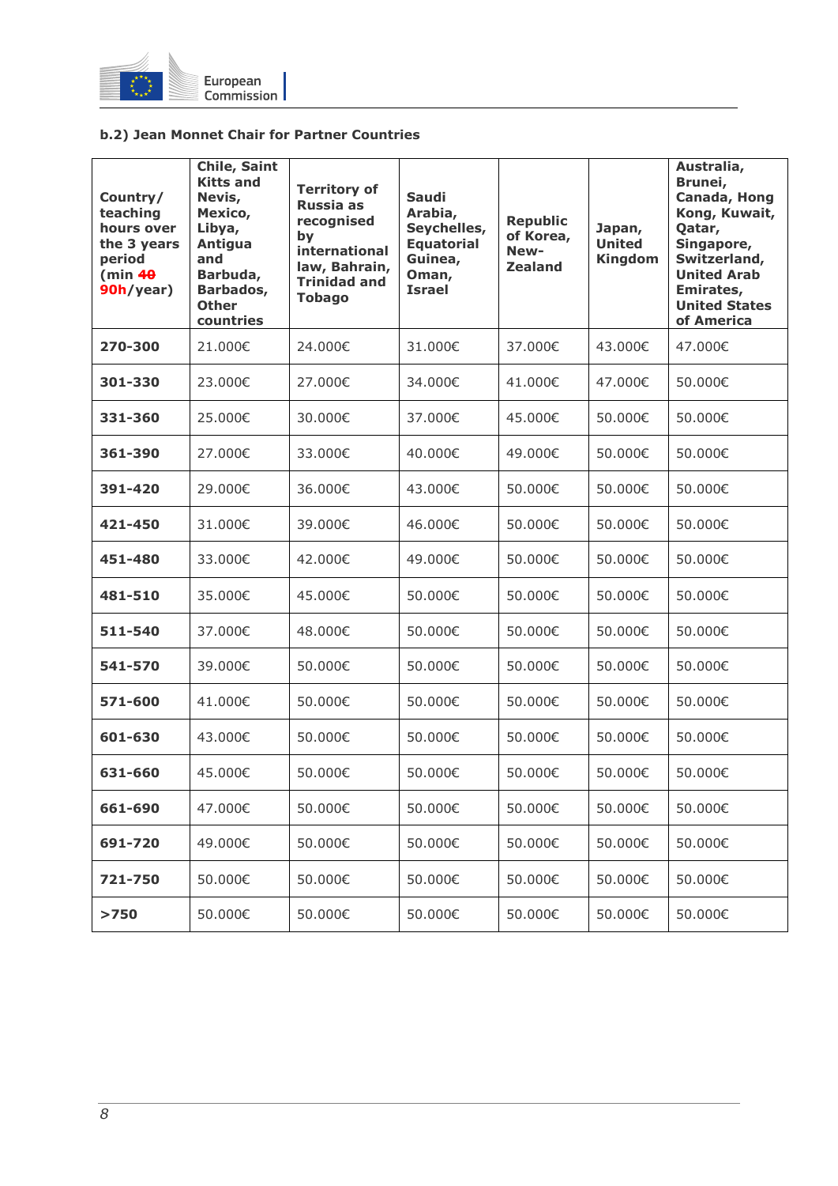### b.2) Jean Monnet Chair for Partner Countries

| Country/ teaching hours over the 3 years period (min ~~40~~ 90h/year) | Chile, Saint Kitts and Nevis, Mexico, Libya, Antigua and Barbuda, Barbados, Other countries | Territory of Russia as recognised by international law, Bahrain, Trinidad and Tobago | Saudi Arabia, Seychelles, Equatorial Guinea, Oman, Israel | Republic of Korea, New-Zealand | Japan, United Kingdom | Australia, Brunei, Canada, Hong Kong, Kuwait, Qatar, Singapore, Switzerland, United Arab Emirates, United States of America |
|---|---|---|---|---|---|---|
| **270-300** | 21.000€ | 24.000€ | 31.000€ | 37.000€ | 43.000€ | 47.000€ |
| **301-330** | 23.000€ | 27.000€ | 34.000€ | 41.000€ | 47.000€ | 50.000€ |
| **331-360** | 25.000€ | 30.000€ | 37.000€ | 45.000€ | 50.000€ | 50.000€ |
| **361-390** | 27.000€ | 33.000€ | 40.000€ | 49.000€ | 50.000€ | 50.000€ |
| **391-420** | 29.000€ | 36.000€ | 43.000€ | 50.000€ | 50.000€ | 50.000€ |
| **421-450** | 31.000€ | 39.000€ | 46.000€ | 50.000€ | 50.000€ | 50.000€ |
| **451-480** | 33.000€ | 42.000€ | 49.000€ | 50.000€ | 50.000€ | 50.000€ |
| **481-510** | 35.000€ | 45.000€ | 50.000€ | 50.000€ | 50.000€ | 50.000€ |
| **511-540** | 37.000€ | 48.000€ | 50.000€ | 50.000€ | 50.000€ | 50.000€ |
| **541-570** | 39.000€ | 50.000€ | 50.000€ | 50.000€ | 50.000€ | 50.000€ |
| **571-600** | 41.000€ | 50.000€ | 50.000€ | 50.000€ | 50.000€ | 50.000€ |
| **601-630** | 43.000€ | 50.000€ | 50.000€ | 50.000€ | 50.000€ | 50.000€ |
| **631-660** | 45.000€ | 50.000€ | 50.000€ | 50.000€ | 50.000€ | 50.000€ |
| **661-690** | 47.000€ | 50.000€ | 50.000€ | 50.000€ | 50.000€ | 50.000€ |
| **691-720** | 49.000€ | 50.000€ | 50.000€ | 50.000€ | 50.000€ | 50.000€ |
| **721-750** | 50.000€ | 50.000€ | 50.000€ | 50.000€ | 50.000€ | 50.000€ |
| **>750** | 50.000€ | 50.000€ | 50.000€ | 50.000€ | 50.000€ | 50.000€ |